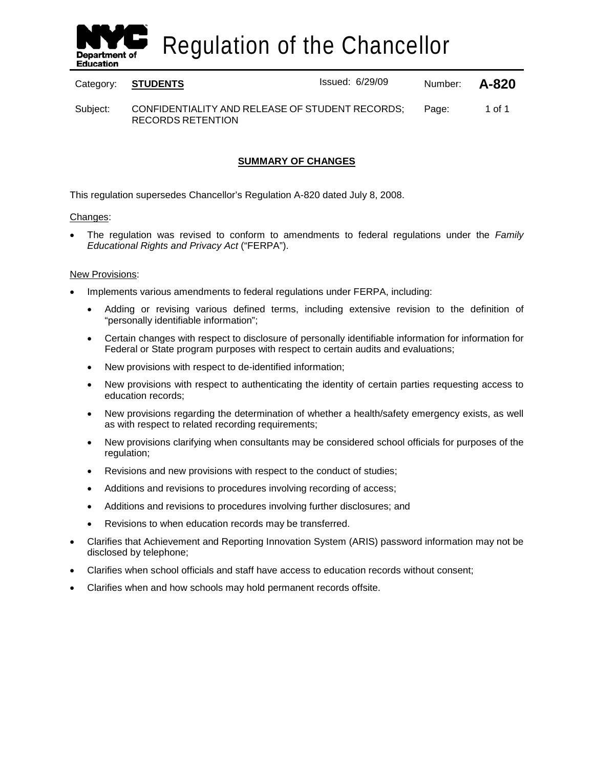# Regulation of the Chancellor

| Category: | **STUDENTS** | Issued: 6/29/09 | Number: | **A-820** |
|---|---|---|---|---|
| Subject: | CONFIDENTIALITY AND RELEASE OF STUDENT RECORDS; RECORDS RETENTION | | Page: | 1 of 1 |

## SUMMARY OF CHANGES

This regulation supersedes Chancellor's Regulation A-820 dated July 8, 2008.

Changes:

- The regulation was revised to conform to amendments to federal regulations under the *Family Educational Rights and Privacy Act* ("FERPA").

New Provisions:

- Implements various amendments to federal regulations under FERPA, including:
  - Adding or revising various defined terms, including extensive revision to the definition of "personally identifiable information";
  - Certain changes with respect to disclosure of personally identifiable information for information for Federal or State program purposes with respect to certain audits and evaluations;
  - New provisions with respect to de-identified information;
  - New provisions with respect to authenticating the identity of certain parties requesting access to education records;
  - New provisions regarding the determination of whether a health/safety emergency exists, as well as with respect to related recording requirements;
  - New provisions clarifying when consultants may be considered school officials for purposes of the regulation;
  - Revisions and new provisions with respect to the conduct of studies;
  - Additions and revisions to procedures involving recording of access;
  - Additions and revisions to procedures involving further disclosures; and
  - Revisions to when education records may be transferred.
- Clarifies that Achievement and Reporting Innovation System (ARIS) password information may not be disclosed by telephone;
- Clarifies when school officials and staff have access to education records without consent;
- Clarifies when and how schools may hold permanent records offsite.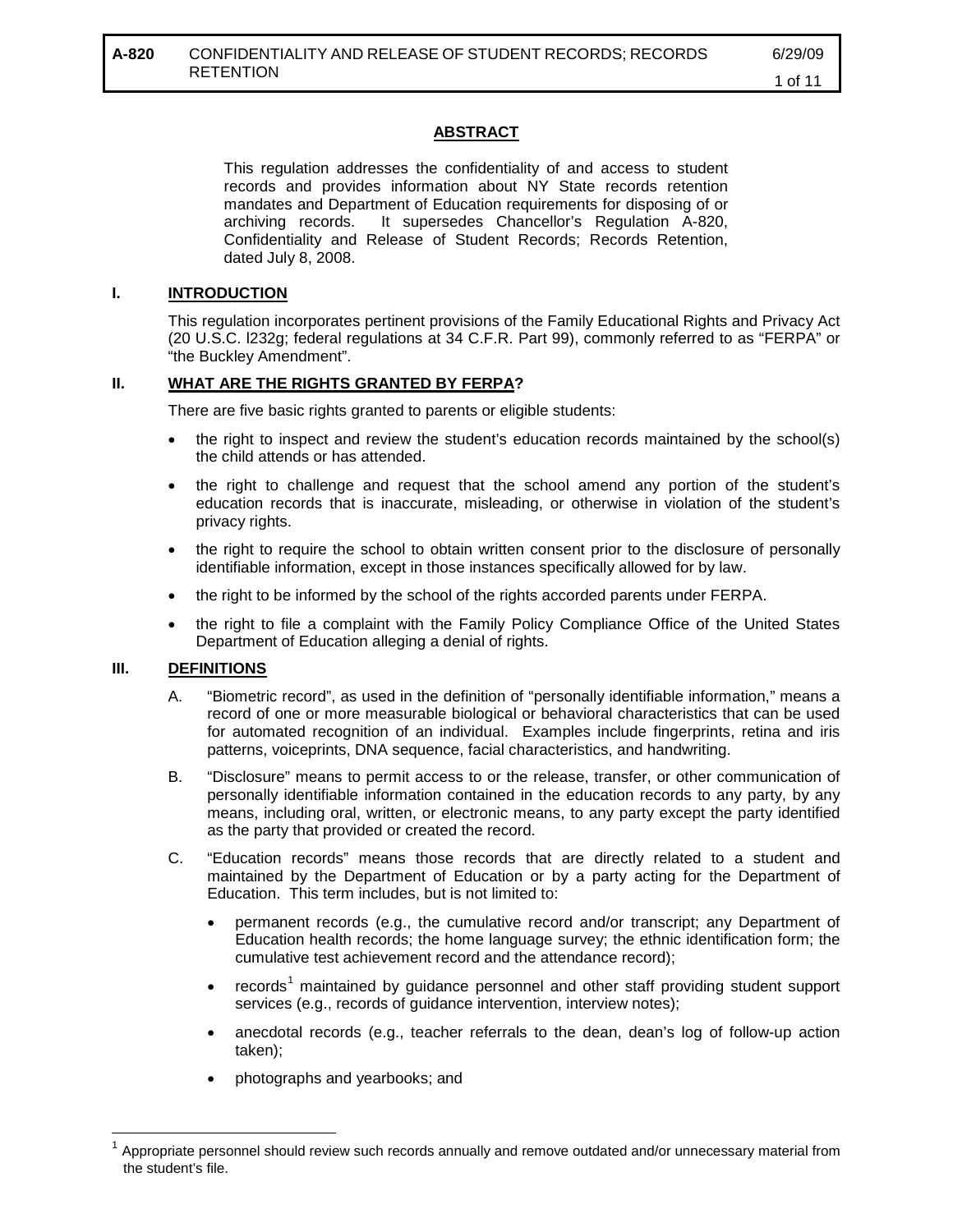## ABSTRACT

This regulation addresses the confidentiality of and access to student records and provides information about NY State records retention mandates and Department of Education requirements for disposing of or archiving records. It supersedes Chancellor's Regulation A-820, Confidentiality and Release of Student Records; Records Retention, dated July 8, 2008.

## I. INTRODUCTION

This regulation incorporates pertinent provisions of the Family Educational Rights and Privacy Act (20 U.S.C. l232g; federal regulations at 34 C.F.R. Part 99), commonly referred to as "FERPA" or "the Buckley Amendment".

## II. WHAT ARE THE RIGHTS GRANTED BY FERPA?

There are five basic rights granted to parents or eligible students:

- the right to inspect and review the student's education records maintained by the school(s) the child attends or has attended.
- the right to challenge and request that the school amend any portion of the student's education records that is inaccurate, misleading, or otherwise in violation of the student's privacy rights.
- the right to require the school to obtain written consent prior to the disclosure of personally identifiable information, except in those instances specifically allowed for by law.
- the right to be informed by the school of the rights accorded parents under FERPA.
- the right to file a complaint with the Family Policy Compliance Office of the United States Department of Education alleging a denial of rights.

## III. DEFINITIONS

A. "Biometric record", as used in the definition of "personally identifiable information," means a record of one or more measurable biological or behavioral characteristics that can be used for automated recognition of an individual. Examples include fingerprints, retina and iris patterns, voiceprints, DNA sequence, facial characteristics, and handwriting.

B. "Disclosure" means to permit access to or the release, transfer, or other communication of personally identifiable information contained in the education records to any party, by any means, including oral, written, or electronic means, to any party except the party identified as the party that provided or created the record.

C. "Education records" means those records that are directly related to a student and maintained by the Department of Education or by a party acting for the Department of Education. This term includes, but is not limited to:

- permanent records (e.g., the cumulative record and/or transcript; any Department of Education health records; the home language survey; the ethnic identification form; the cumulative test achievement record and the attendance record);
- records[1] maintained by guidance personnel and other staff providing student support services (e.g., records of guidance intervention, interview notes);
- anecdotal records (e.g., teacher referrals to the dean, dean's log of follow-up action taken);
- photographs and yearbooks; and

[1] Appropriate personnel should review such records annually and remove outdated and/or unnecessary material from the student's file.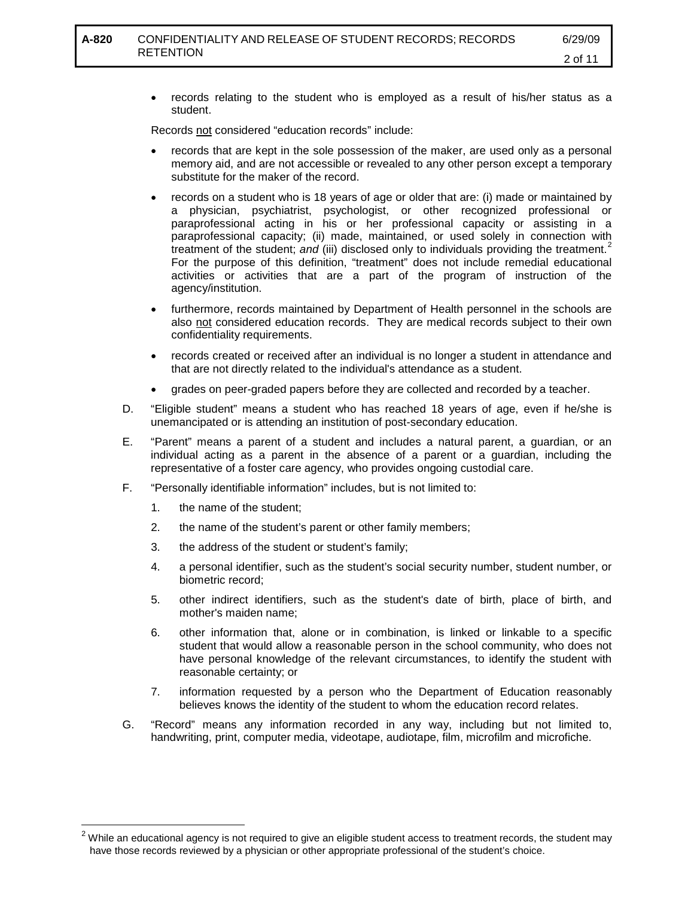- records relating to the student who is employed as a result of his/her status as a student.

Records <u>not</u> considered "education records" include:

- records that are kept in the sole possession of the maker, are used only as a personal memory aid, and are not accessible or revealed to any other person except a temporary substitute for the maker of the record.
- records on a student who is 18 years of age or older that are: (i) made or maintained by a physician, psychiatrist, psychologist, or other recognized professional or paraprofessional acting in his or her professional capacity or assisting in a paraprofessional capacity; (ii) made, maintained, or used solely in connection with treatment of the student; *and* (iii) disclosed only to individuals providing the treatment.[2] For the purpose of this definition, "treatment" does not include remedial educational activities or activities that are a part of the program of instruction of the agency/institution.
- furthermore, records maintained by Department of Health personnel in the schools are also <u>not</u> considered education records. They are medical records subject to their own confidentiality requirements.
- records created or received after an individual is no longer a student in attendance and that are not directly related to the individual's attendance as a student.
- grades on peer-graded papers before they are collected and recorded by a teacher.

D. "Eligible student" means a student who has reached 18 years of age, even if he/she is unemancipated or is attending an institution of post-secondary education.

E. "Parent" means a parent of a student and includes a natural parent, a guardian, or an individual acting as a parent in the absence of a parent or a guardian, including the representative of a foster care agency, who provides ongoing custodial care.

F. "Personally identifiable information" includes, but is not limited to:

1. the name of the student;
2. the name of the student's parent or other family members;
3. the address of the student or student's family;
4. a personal identifier, such as the student's social security number, student number, or biometric record;
5. other indirect identifiers, such as the student's date of birth, place of birth, and mother's maiden name;
6. other information that, alone or in combination, is linked or linkable to a specific student that would allow a reasonable person in the school community, who does not have personal knowledge of the relevant circumstances, to identify the student with reasonable certainty; or
7. information requested by a person who the Department of Education reasonably believes knows the identity of the student to whom the education record relates.

G. "Record" means any information recorded in any way, including but not limited to, handwriting, print, computer media, videotape, audiotape, film, microfilm and microfiche.

---

[2] While an educational agency is not required to give an eligible student access to treatment records, the student may have those records reviewed by a physician or other appropriate professional of the student's choice.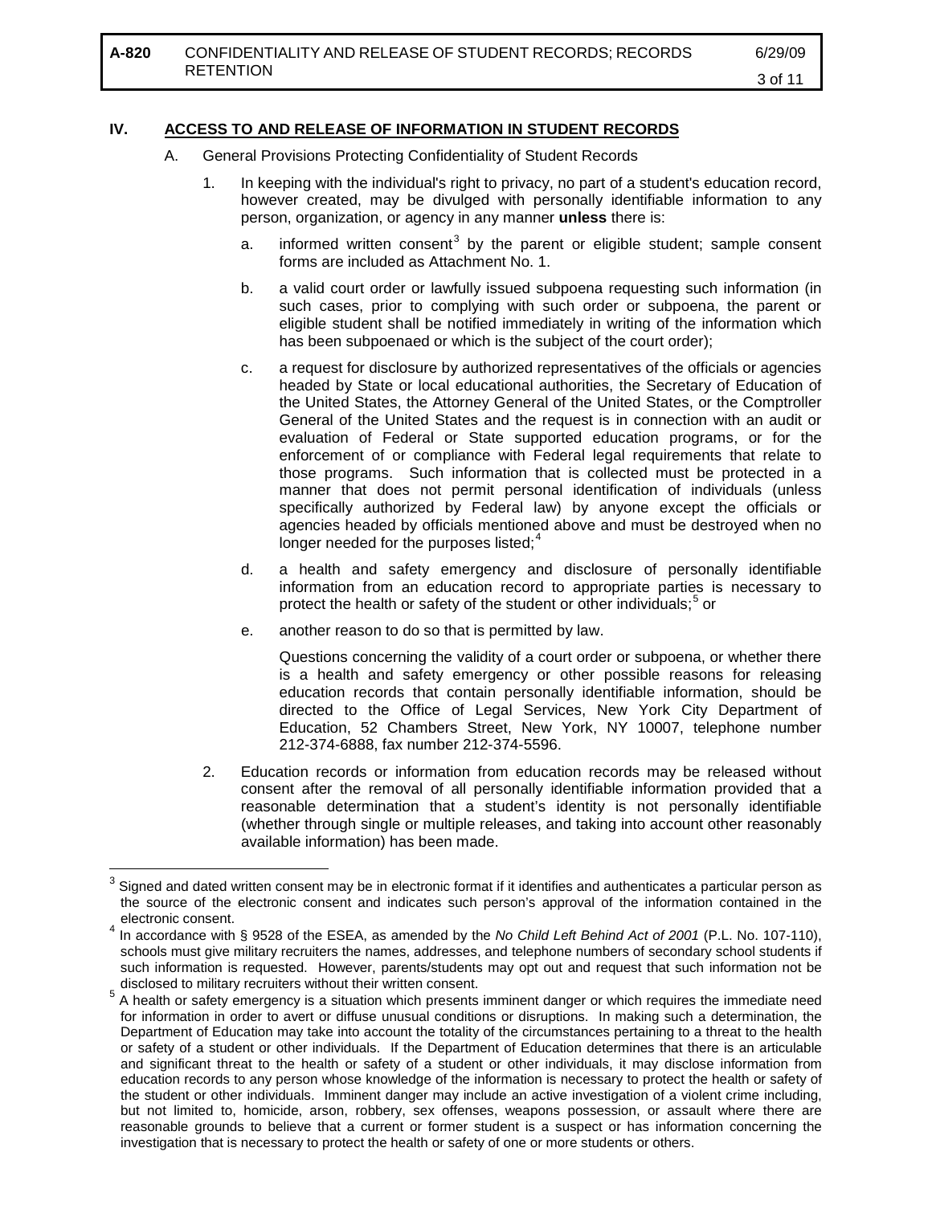## IV. ACCESS TO AND RELEASE OF INFORMATION IN STUDENT RECORDS

A. General Provisions Protecting Confidentiality of Student Records

1. In keeping with the individual's right to privacy, no part of a student's education record, however created, may be divulged with personally identifiable information to any person, organization, or agency in any manner **unless** there is:

   a. informed written consent[3] by the parent or eligible student; sample consent forms are included as Attachment No. 1.

   b. a valid court order or lawfully issued subpoena requesting such information (in such cases, prior to complying with such order or subpoena, the parent or eligible student shall be notified immediately in writing of the information which has been subpoenaed or which is the subject of the court order);

   c. a request for disclosure by authorized representatives of the officials or agencies headed by State or local educational authorities, the Secretary of Education of the United States, the Attorney General of the United States, or the Comptroller General of the United States and the request is in connection with an audit or evaluation of Federal or State supported education programs, or for the enforcement of or compliance with Federal legal requirements that relate to those programs. Such information that is collected must be protected in a manner that does not permit personal identification of individuals (unless specifically authorized by Federal law) by anyone except the officials or agencies headed by officials mentioned above and must be destroyed when no longer needed for the purposes listed;[4]

   d. a health and safety emergency and disclosure of personally identifiable information from an education record to appropriate parties is necessary to protect the health or safety of the student or other individuals;[5] or

   e. another reason to do so that is permitted by law.

   Questions concerning the validity of a court order or subpoena, or whether there is a health and safety emergency or other possible reasons for releasing education records that contain personally identifiable information, should be directed to the Office of Legal Services, New York City Department of Education, 52 Chambers Street, New York, NY 10007, telephone number 212-374-6888, fax number 212-374-5596.

2. Education records or information from education records may be released without consent after the removal of all personally identifiable information provided that a reasonable determination that a student's identity is not personally identifiable (whether through single or multiple releases, and taking into account other reasonably available information) has been made.

---

[3] Signed and dated written consent may be in electronic format if it identifies and authenticates a particular person as the source of the electronic consent and indicates such person's approval of the information contained in the electronic consent.

[4] In accordance with § 9528 of the ESEA, as amended by the *No Child Left Behind Act of 2001* (P.L. No. 107-110), schools must give military recruiters the names, addresses, and telephone numbers of secondary school students if such information is requested. However, parents/students may opt out and request that such information not be disclosed to military recruiters without their written consent.

[5] A health or safety emergency is a situation which presents imminent danger or which requires the immediate need for information in order to avert or diffuse unusual conditions or disruptions. In making such a determination, the Department of Education may take into account the totality of the circumstances pertaining to a threat to the health or safety of a student or other individuals. If the Department of Education determines that there is an articulable and significant threat to the health or safety of a student or other individuals, it may disclose information from education records to any person whose knowledge of the information is necessary to protect the health or safety of the student or other individuals. Imminent danger may include an active investigation of a violent crime including, but not limited to, homicide, arson, robbery, sex offenses, weapons possession, or assault where there are reasonable grounds to believe that a current or former student is a suspect or has information concerning the investigation that is necessary to protect the health or safety of one or more students or others.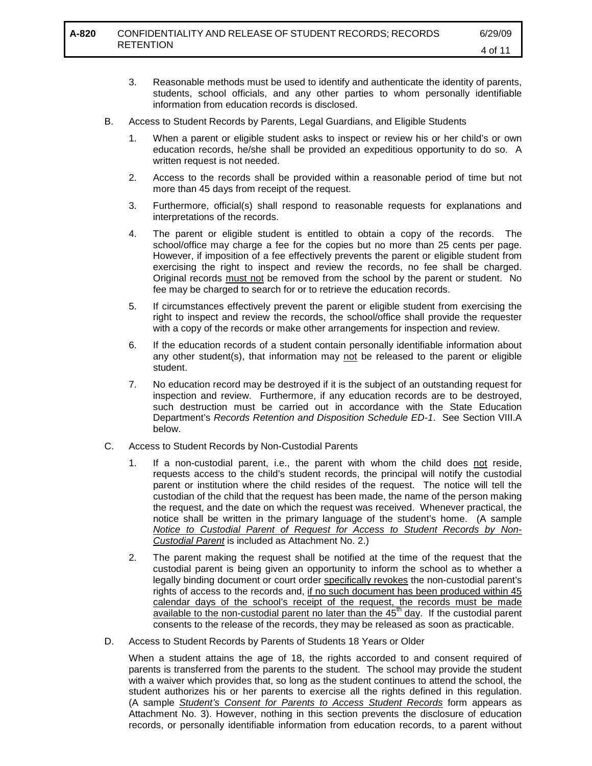3. Reasonable methods must be used to identify and authenticate the identity of parents, students, school officials, and any other parties to whom personally identifiable information from education records is disclosed.

B. Access to Student Records by Parents, Legal Guardians, and Eligible Students

1. When a parent or eligible student asks to inspect or review his or her child's or own education records, he/she shall be provided an expeditious opportunity to do so. A written request is not needed.

2. Access to the records shall be provided within a reasonable period of time but not more than 45 days from receipt of the request.

3. Furthermore, official(s) shall respond to reasonable requests for explanations and interpretations of the records.

4. The parent or eligible student is entitled to obtain a copy of the records. The school/office may charge a fee for the copies but no more than 25 cents per page. However, if imposition of a fee effectively prevents the parent or eligible student from exercising the right to inspect and review the records, no fee shall be charged. Original records <u>must not</u> be removed from the school by the parent or student. No fee may be charged to search for or to retrieve the education records.

5. If circumstances effectively prevent the parent or eligible student from exercising the right to inspect and review the records, the school/office shall provide the requester with a copy of the records or make other arrangements for inspection and review.

6. If the education records of a student contain personally identifiable information about any other student(s), that information may <u>not</u> be released to the parent or eligible student.

7. No education record may be destroyed if it is the subject of an outstanding request for inspection and review. Furthermore, if any education records are to be destroyed, such destruction must be carried out in accordance with the State Education Department's *Records Retention and Disposition Schedule ED-1*. See Section VIII.A below.

C. Access to Student Records by Non-Custodial Parents

1. If a non-custodial parent, i.e., the parent with whom the child does <u>not</u> reside, requests access to the child's student records, the principal will notify the custodial parent or institution where the child resides of the request. The notice will tell the custodian of the child that the request has been made, the name of the person making the request, and the date on which the request was received. Whenever practical, the notice shall be written in the primary language of the student's home. (A sample <u>*Notice to Custodial Parent of Request for Access to Student Records by Non-Custodial Parent*</u> is included as Attachment No. 2.)

2. The parent making the request shall be notified at the time of the request that the custodial parent is being given an opportunity to inform the school as to whether a legally binding document or court order <u>specifically revokes</u> the non-custodial parent's rights of access to the records and, <u>if no such document has been produced within 45 calendar days of the school's receipt of the request, the records must be made available to the non-custodial parent no later than the 45th day</u>. If the custodial parent consents to the release of the records, they may be released as soon as practicable.

D. Access to Student Records by Parents of Students 18 Years or Older

When a student attains the age of 18, the rights accorded to and consent required of parents is transferred from the parents to the student. The school may provide the student with a waiver which provides that, so long as the student continues to attend the school, the student authorizes his or her parents to exercise all the rights defined in this regulation. (A sample <u>*Student's Consent for Parents to Access Student Records*</u> form appears as Attachment No. 3). However, nothing in this section prevents the disclosure of education records, or personally identifiable information from education records, to a parent without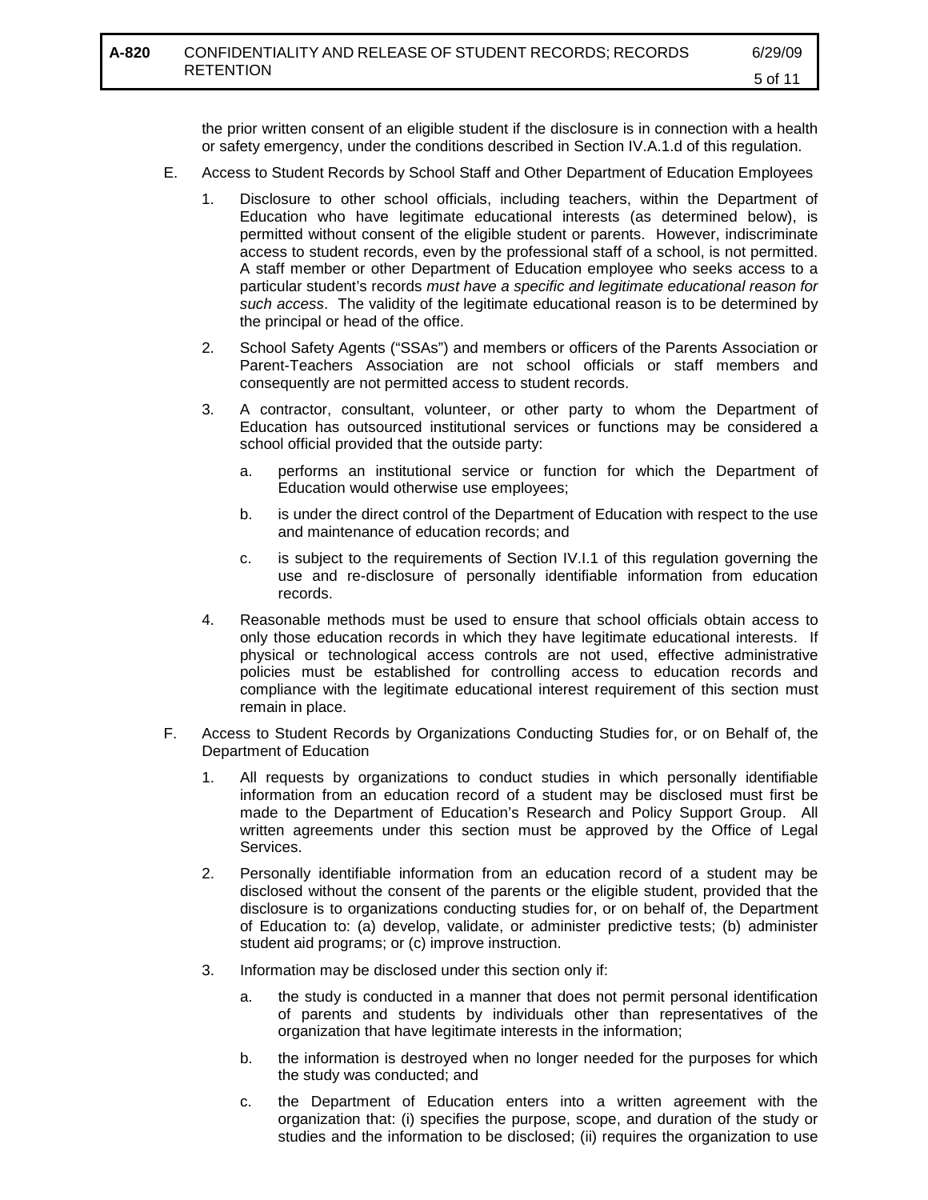the prior written consent of an eligible student if the disclosure is in connection with a health or safety emergency, under the conditions described in Section IV.A.1.d of this regulation.

E. Access to Student Records by School Staff and Other Department of Education Employees

1. Disclosure to other school officials, including teachers, within the Department of Education who have legitimate educational interests (as determined below), is permitted without consent of the eligible student or parents. However, indiscriminate access to student records, even by the professional staff of a school, is not permitted. A staff member or other Department of Education employee who seeks access to a particular student's records *must have a specific and legitimate educational reason for such access*. The validity of the legitimate educational reason is to be determined by the principal or head of the office.

2. School Safety Agents ("SSAs") and members or officers of the Parents Association or Parent-Teachers Association are not school officials or staff members and consequently are not permitted access to student records.

3. A contractor, consultant, volunteer, or other party to whom the Department of Education has outsourced institutional services or functions may be considered a school official provided that the outside party:

   a. performs an institutional service or function for which the Department of Education would otherwise use employees;

   b. is under the direct control of the Department of Education with respect to the use and maintenance of education records; and

   c. is subject to the requirements of Section IV.I.1 of this regulation governing the use and re-disclosure of personally identifiable information from education records.

4. Reasonable methods must be used to ensure that school officials obtain access to only those education records in which they have legitimate educational interests. If physical or technological access controls are not used, effective administrative policies must be established for controlling access to education records and compliance with the legitimate educational interest requirement of this section must remain in place.

F. Access to Student Records by Organizations Conducting Studies for, or on Behalf of, the Department of Education

1. All requests by organizations to conduct studies in which personally identifiable information from an education record of a student may be disclosed must first be made to the Department of Education's Research and Policy Support Group. All written agreements under this section must be approved by the Office of Legal Services.

2. Personally identifiable information from an education record of a student may be disclosed without the consent of the parents or the eligible student, provided that the disclosure is to organizations conducting studies for, or on behalf of, the Department of Education to: (a) develop, validate, or administer predictive tests; (b) administer student aid programs; or (c) improve instruction.

3. Information may be disclosed under this section only if:

   a. the study is conducted in a manner that does not permit personal identification of parents and students by individuals other than representatives of the organization that have legitimate interests in the information;

   b. the information is destroyed when no longer needed for the purposes for which the study was conducted; and

   c. the Department of Education enters into a written agreement with the organization that: (i) specifies the purpose, scope, and duration of the study or studies and the information to be disclosed; (ii) requires the organization to use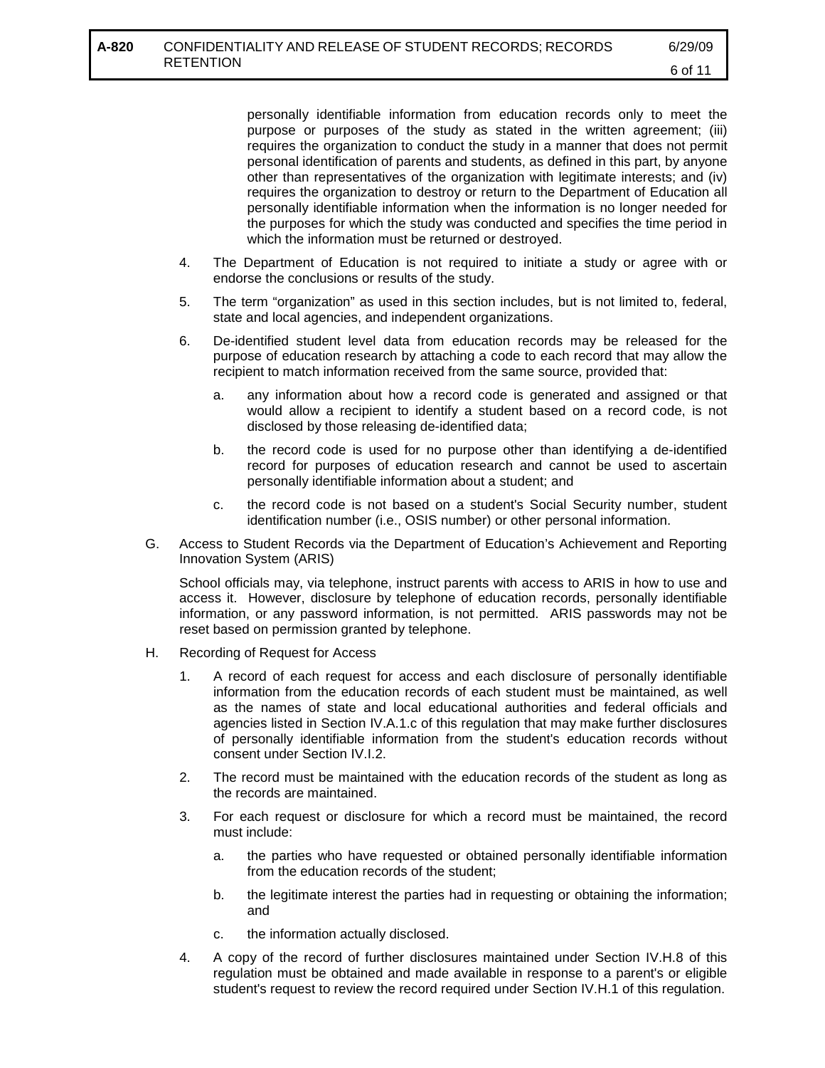personally identifiable information from education records only to meet the purpose or purposes of the study as stated in the written agreement; (iii) requires the organization to conduct the study in a manner that does not permit personal identification of parents and students, as defined in this part, by anyone other than representatives of the organization with legitimate interests; and (iv) requires the organization to destroy or return to the Department of Education all personally identifiable information when the information is no longer needed for the purposes for which the study was conducted and specifies the time period in which the information must be returned or destroyed.

4. The Department of Education is not required to initiate a study or agree with or endorse the conclusions or results of the study.

5. The term "organization" as used in this section includes, but is not limited to, federal, state and local agencies, and independent organizations.

6. De-identified student level data from education records may be released for the purpose of education research by attaching a code to each record that may allow the recipient to match information received from the same source, provided that:

   a. any information about how a record code is generated and assigned or that would allow a recipient to identify a student based on a record code, is not disclosed by those releasing de-identified data;

   b. the record code is used for no purpose other than identifying a de-identified record for purposes of education research and cannot be used to ascertain personally identifiable information about a student; and

   c. the record code is not based on a student's Social Security number, student identification number (i.e., OSIS number) or other personal information.

G. Access to Student Records via the Department of Education's Achievement and Reporting Innovation System (ARIS)

School officials may, via telephone, instruct parents with access to ARIS in how to use and access it. However, disclosure by telephone of education records, personally identifiable information, or any password information, is not permitted. ARIS passwords may not be reset based on permission granted by telephone.

H. Recording of Request for Access

1. A record of each request for access and each disclosure of personally identifiable information from the education records of each student must be maintained, as well as the names of state and local educational authorities and federal officials and agencies listed in Section IV.A.1.c of this regulation that may make further disclosures of personally identifiable information from the student's education records without consent under Section IV.I.2.

2. The record must be maintained with the education records of the student as long as the records are maintained.

3. For each request or disclosure for which a record must be maintained, the record must include:

   a. the parties who have requested or obtained personally identifiable information from the education records of the student;

   b. the legitimate interest the parties had in requesting or obtaining the information; and

   c. the information actually disclosed.

4. A copy of the record of further disclosures maintained under Section IV.H.8 of this regulation must be obtained and made available in response to a parent's or eligible student's request to review the record required under Section IV.H.1 of this regulation.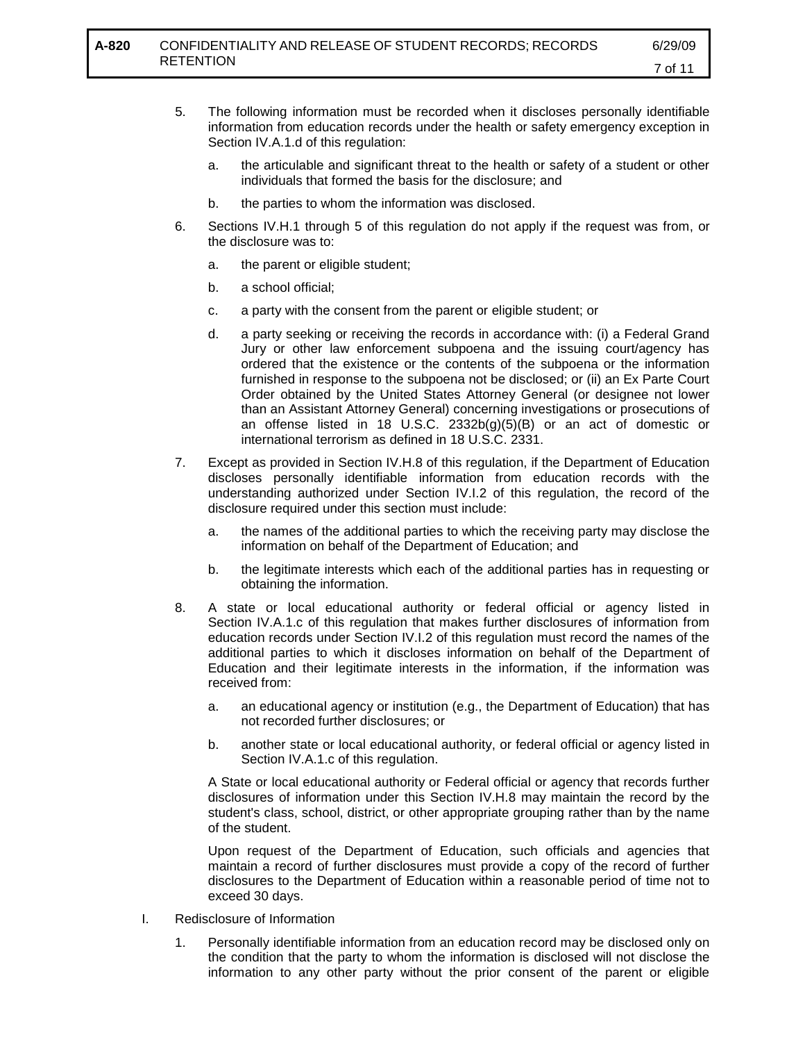5. The following information must be recorded when it discloses personally identifiable information from education records under the health or safety emergency exception in Section IV.A.1.d of this regulation:

   a. the articulable and significant threat to the health or safety of a student or other individuals that formed the basis for the disclosure; and

   b. the parties to whom the information was disclosed.

6. Sections IV.H.1 through 5 of this regulation do not apply if the request was from, or the disclosure was to:

   a. the parent or eligible student;

   b. a school official;

   c. a party with the consent from the parent or eligible student; or

   d. a party seeking or receiving the records in accordance with: (i) a Federal Grand Jury or other law enforcement subpoena and the issuing court/agency has ordered that the existence or the contents of the subpoena or the information furnished in response to the subpoena not be disclosed; or (ii) an Ex Parte Court Order obtained by the United States Attorney General (or designee not lower than an Assistant Attorney General) concerning investigations or prosecutions of an offense listed in 18 U.S.C. 2332b(g)(5)(B) or an act of domestic or international terrorism as defined in 18 U.S.C. 2331.

7. Except as provided in Section IV.H.8 of this regulation, if the Department of Education discloses personally identifiable information from education records with the understanding authorized under Section IV.I.2 of this regulation, the record of the disclosure required under this section must include:

   a. the names of the additional parties to which the receiving party may disclose the information on behalf of the Department of Education; and

   b. the legitimate interests which each of the additional parties has in requesting or obtaining the information.

8. A state or local educational authority or federal official or agency listed in Section IV.A.1.c of this regulation that makes further disclosures of information from education records under Section IV.I.2 of this regulation must record the names of the additional parties to which it discloses information on behalf of the Department of Education and their legitimate interests in the information, if the information was received from:

   a. an educational agency or institution (e.g., the Department of Education) that has not recorded further disclosures; or

   b. another state or local educational authority, or federal official or agency listed in Section IV.A.1.c of this regulation.

   A State or local educational authority or Federal official or agency that records further disclosures of information under this Section IV.H.8 may maintain the record by the student's class, school, district, or other appropriate grouping rather than by the name of the student.

   Upon request of the Department of Education, such officials and agencies that maintain a record of further disclosures must provide a copy of the record of further disclosures to the Department of Education within a reasonable period of time not to exceed 30 days.

I. Redisclosure of Information

1. Personally identifiable information from an education record may be disclosed only on the condition that the party to whom the information is disclosed will not disclose the information to any other party without the prior consent of the parent or eligible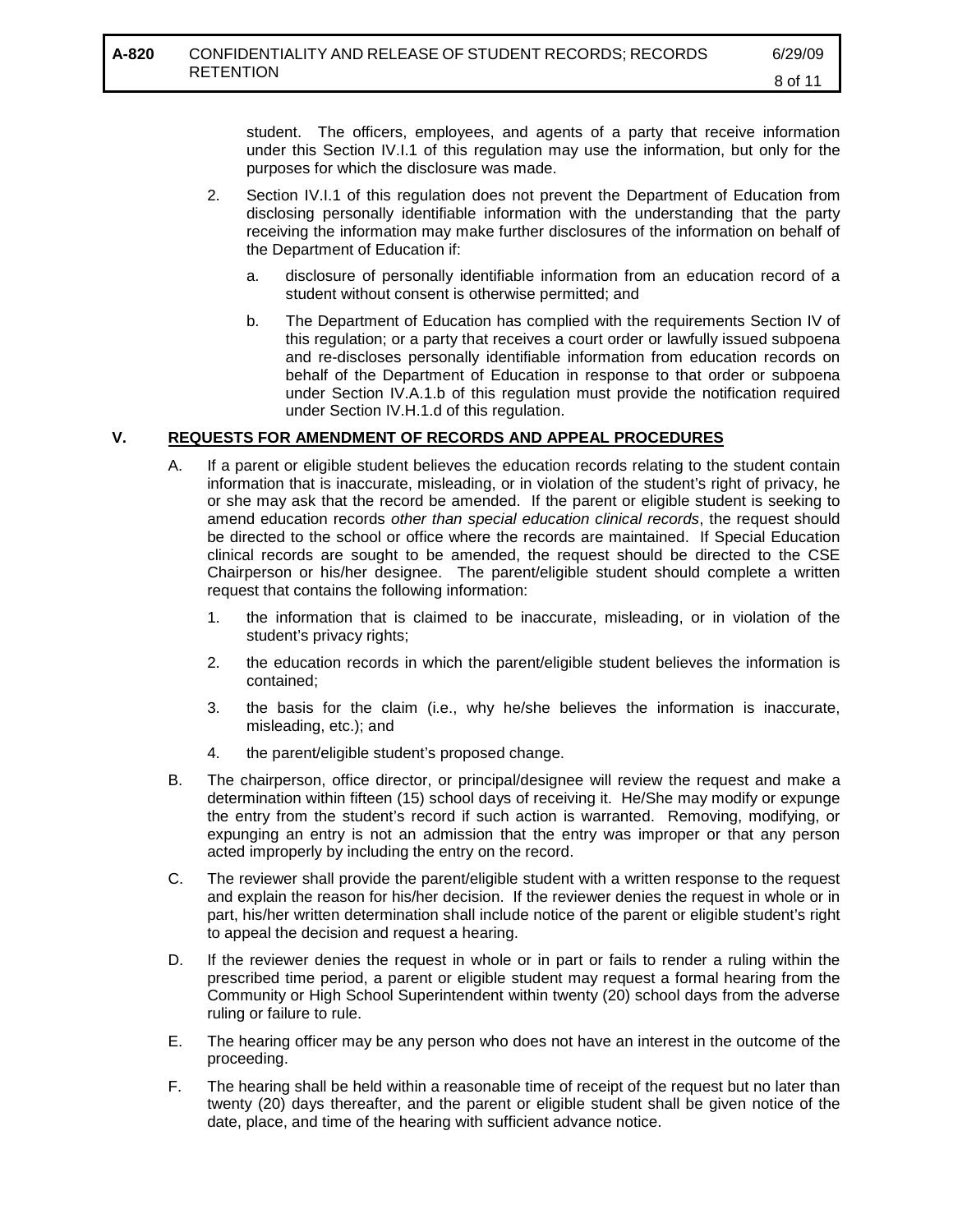student. The officers, employees, and agents of a party that receive information under this Section IV.I.1 of this regulation may use the information, but only for the purposes for which the disclosure was made.

2. Section IV.I.1 of this regulation does not prevent the Department of Education from disclosing personally identifiable information with the understanding that the party receiving the information may make further disclosures of the information on behalf of the Department of Education if:

   a. disclosure of personally identifiable information from an education record of a student without consent is otherwise permitted; and

   b. The Department of Education has complied with the requirements Section IV of this regulation; or a party that receives a court order or lawfully issued subpoena and re-discloses personally identifiable information from education records on behalf of the Department of Education in response to that order or subpoena under Section IV.A.1.b of this regulation must provide the notification required under Section IV.H.1.d of this regulation.

## V. <u>REQUESTS FOR AMENDMENT OF RECORDS AND APPEAL PROCEDURES</u>

A. If a parent or eligible student believes the education records relating to the student contain information that is inaccurate, misleading, or in violation of the student's right of privacy, he or she may ask that the record be amended. If the parent or eligible student is seeking to amend education records *other than special education clinical records*, the request should be directed to the school or office where the records are maintained. If Special Education clinical records are sought to be amended, the request should be directed to the CSE Chairperson or his/her designee. The parent/eligible student should complete a written request that contains the following information:

   1. the information that is claimed to be inaccurate, misleading, or in violation of the student's privacy rights;

   2. the education records in which the parent/eligible student believes the information is contained;

   3. the basis for the claim (i.e., why he/she believes the information is inaccurate, misleading, etc.); and

   4. the parent/eligible student's proposed change.

B. The chairperson, office director, or principal/designee will review the request and make a determination within fifteen (15) school days of receiving it. He/She may modify or expunge the entry from the student's record if such action is warranted. Removing, modifying, or expunging an entry is not an admission that the entry was improper or that any person acted improperly by including the entry on the record.

C. The reviewer shall provide the parent/eligible student with a written response to the request and explain the reason for his/her decision. If the reviewer denies the request in whole or in part, his/her written determination shall include notice of the parent or eligible student's right to appeal the decision and request a hearing.

D. If the reviewer denies the request in whole or in part or fails to render a ruling within the prescribed time period, a parent or eligible student may request a formal hearing from the Community or High School Superintendent within twenty (20) school days from the adverse ruling or failure to rule.

E. The hearing officer may be any person who does not have an interest in the outcome of the proceeding.

F. The hearing shall be held within a reasonable time of receipt of the request but no later than twenty (20) days thereafter, and the parent or eligible student shall be given notice of the date, place, and time of the hearing with sufficient advance notice.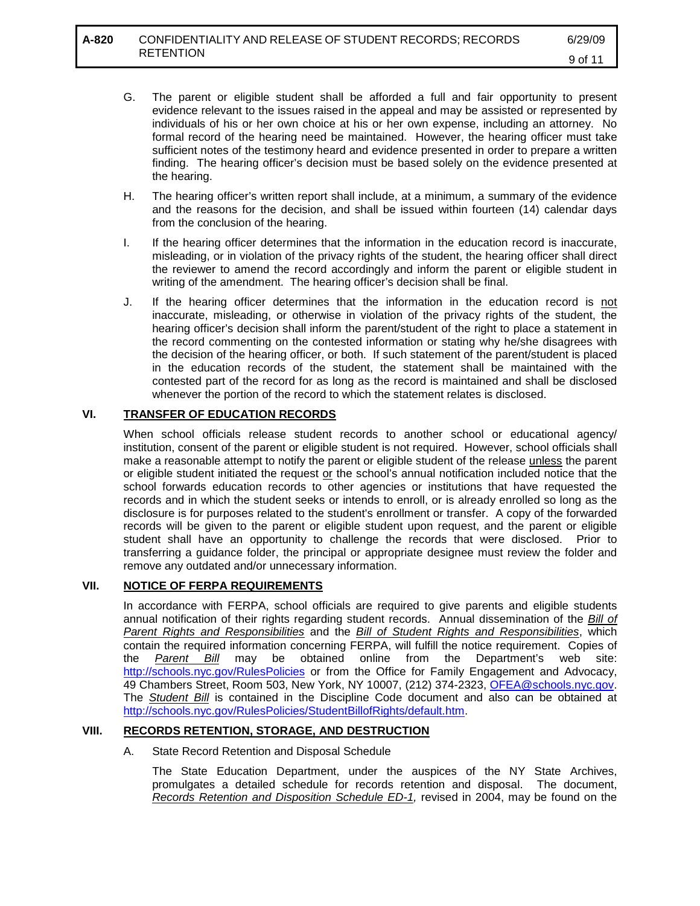G. The parent or eligible student shall be afforded a full and fair opportunity to present evidence relevant to the issues raised in the appeal and may be assisted or represented by individuals of his or her own choice at his or her own expense, including an attorney. No formal record of the hearing need be maintained. However, the hearing officer must take sufficient notes of the testimony heard and evidence presented in order to prepare a written finding. The hearing officer's decision must be based solely on the evidence presented at the hearing.

H. The hearing officer's written report shall include, at a minimum, a summary of the evidence and the reasons for the decision, and shall be issued within fourteen (14) calendar days from the conclusion of the hearing.

I. If the hearing officer determines that the information in the education record is inaccurate, misleading, or in violation of the privacy rights of the student, the hearing officer shall direct the reviewer to amend the record accordingly and inform the parent or eligible student in writing of the amendment. The hearing officer's decision shall be final.

J. If the hearing officer determines that the information in the education record is <u>not</u> inaccurate, misleading, or otherwise in violation of the privacy rights of the student, the hearing officer's decision shall inform the parent/student of the right to place a statement in the record commenting on the contested information or stating why he/she disagrees with the decision of the hearing officer, or both. If such statement of the parent/student is placed in the education records of the student, the statement shall be maintained with the contested part of the record for as long as the record is maintained and shall be disclosed whenever the portion of the record to which the statement relates is disclosed.

## VI. TRANSFER OF EDUCATION RECORDS

When school officials release student records to another school or educational agency/ institution, consent of the parent or eligible student is not required. However, school officials shall make a reasonable attempt to notify the parent or eligible student of the release <u>unless</u> the parent or eligible student initiated the request <u>or</u> the school's annual notification included notice that the school forwards education records to other agencies or institutions that have requested the records and in which the student seeks or intends to enroll, or is already enrolled so long as the disclosure is for purposes related to the student's enrollment or transfer. A copy of the forwarded records will be given to the parent or eligible student upon request, and the parent or eligible student shall have an opportunity to challenge the records that were disclosed. Prior to transferring a guidance folder, the principal or appropriate designee must review the folder and remove any outdated and/or unnecessary information.

## VII. NOTICE OF FERPA REQUIREMENTS

In accordance with FERPA, school officials are required to give parents and eligible students annual notification of their rights regarding student records. Annual dissemination of the *Bill of Parent Rights and Responsibilities* and the *Bill of Student Rights and Responsibilities*, which contain the required information concerning FERPA, will fulfill the notice requirement. Copies of the *Parent Bill* may be obtained online from the Department's web site: http://schools.nyc.gov/RulesPolicies or from the Office for Family Engagement and Advocacy, 49 Chambers Street, Room 503, New York, NY 10007, (212) 374-2323, OFEA@schools.nyc.gov. The *Student Bill* is contained in the Discipline Code document and also can be obtained at http://schools.nyc.gov/RulesPolicies/StudentBillofRights/default.htm.

## VIII. RECORDS RETENTION, STORAGE, AND DESTRUCTION

A. State Record Retention and Disposal Schedule

The State Education Department, under the auspices of the NY State Archives, promulgates a detailed schedule for records retention and disposal. The document, *Records Retention and Disposition Schedule ED-1,* revised in 2004, may be found on the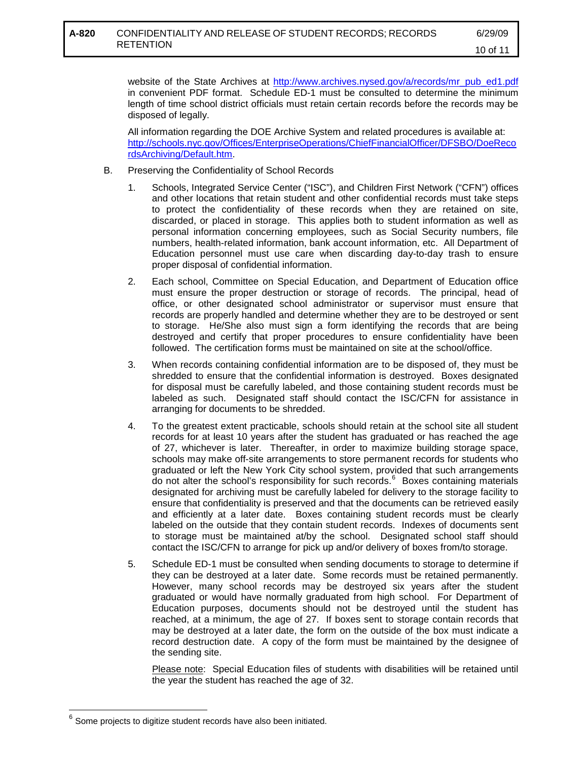website of the State Archives at http://www.archives.nysed.gov/a/records/mr_pub_ed1.pdf in convenient PDF format. Schedule ED-1 must be consulted to determine the minimum length of time school district officials must retain certain records before the records may be disposed of legally.

All information regarding the DOE Archive System and related procedures is available at: http://schools.nyc.gov/Offices/EnterpriseOperations/ChiefFinancialOfficer/DFSBO/DoeRecordsArchiving/Default.htm.

B. Preserving the Confidentiality of School Records

1. Schools, Integrated Service Center ("ISC"), and Children First Network ("CFN") offices and other locations that retain student and other confidential records must take steps to protect the confidentiality of these records when they are retained on site, discarded, or placed in storage. This applies both to student information as well as personal information concerning employees, such as Social Security numbers, file numbers, health-related information, bank account information, etc. All Department of Education personnel must use care when discarding day-to-day trash to ensure proper disposal of confidential information.

2. Each school, Committee on Special Education, and Department of Education office must ensure the proper destruction or storage of records. The principal, head of office, or other designated school administrator or supervisor must ensure that records are properly handled and determine whether they are to be destroyed or sent to storage. He/She also must sign a form identifying the records that are being destroyed and certify that proper procedures to ensure confidentiality have been followed. The certification forms must be maintained on site at the school/office.

3. When records containing confidential information are to be disposed of, they must be shredded to ensure that the confidential information is destroyed. Boxes designated for disposal must be carefully labeled, and those containing student records must be labeled as such. Designated staff should contact the ISC/CFN for assistance in arranging for documents to be shredded.

4. To the greatest extent practicable, schools should retain at the school site all student records for at least 10 years after the student has graduated or has reached the age of 27, whichever is later. Thereafter, in order to maximize building storage space, schools may make off-site arrangements to store permanent records for students who graduated or left the New York City school system, provided that such arrangements do not alter the school's responsibility for such records.[6] Boxes containing materials designated for archiving must be carefully labeled for delivery to the storage facility to ensure that confidentiality is preserved and that the documents can be retrieved easily and efficiently at a later date. Boxes containing student records must be clearly labeled on the outside that they contain student records. Indexes of documents sent to storage must be maintained at/by the school. Designated school staff should contact the ISC/CFN to arrange for pick up and/or delivery of boxes from/to storage.

5. Schedule ED-1 must be consulted when sending documents to storage to determine if they can be destroyed at a later date. Some records must be retained permanently. However, many school records may be destroyed six years after the student graduated or would have normally graduated from high school. For Department of Education purposes, documents should not be destroyed until the student has reached, at a minimum, the age of 27. If boxes sent to storage contain records that may be destroyed at a later date, the form on the outside of the box must indicate a record destruction date. A copy of the form must be maintained by the designee of the sending site.

   Please note: Special Education files of students with disabilities will be retained until the year the student has reached the age of 32.

---

[6] Some projects to digitize student records have also been initiated.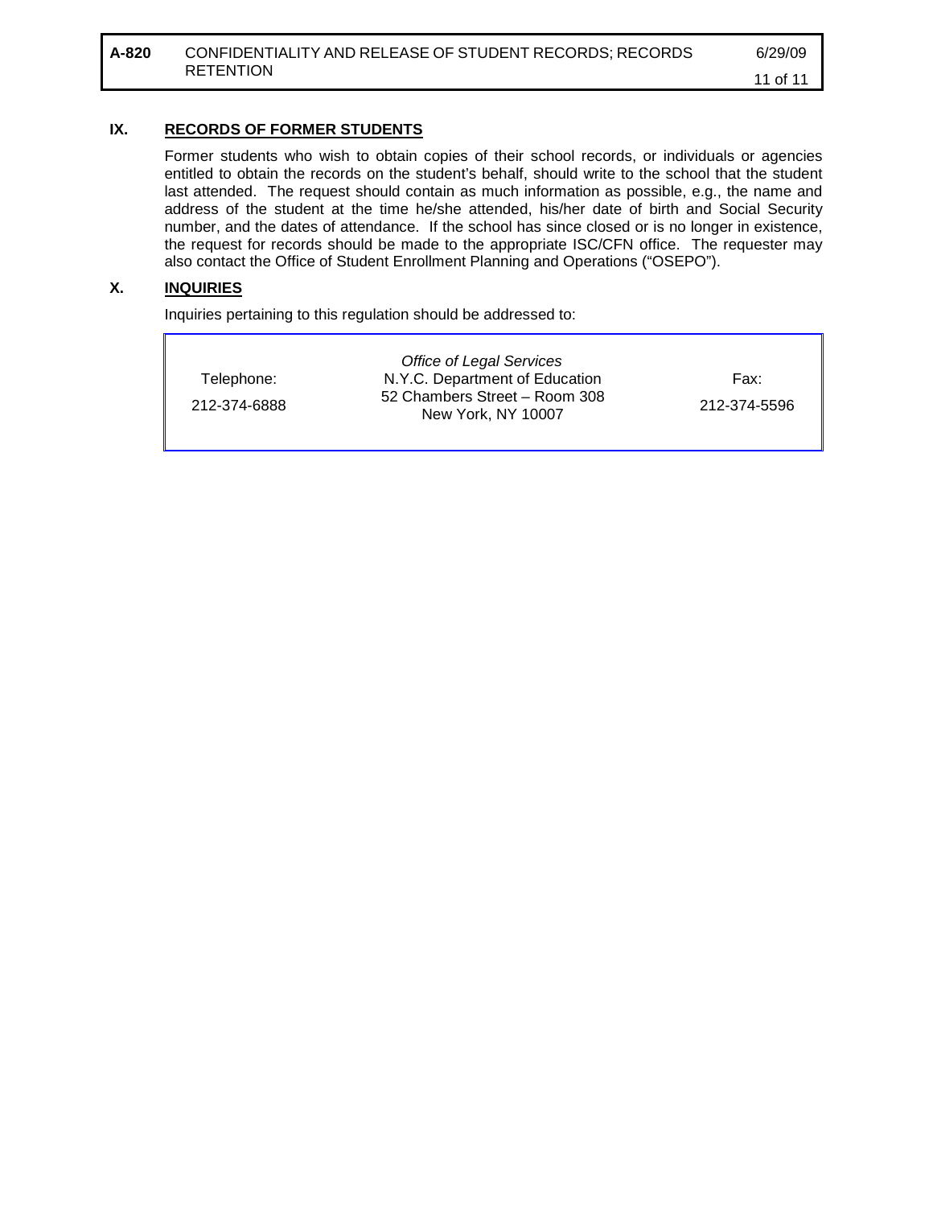## IX. RECORDS OF FORMER STUDENTS

Former students who wish to obtain copies of their school records, or individuals or agencies entitled to obtain the records on the student's behalf, should write to the school that the student last attended. The request should contain as much information as possible, e.g., the name and address of the student at the time he/she attended, his/her date of birth and Social Security number, and the dates of attendance. If the school has since closed or is no longer in existence, the request for records should be made to the appropriate ISC/CFN office. The requester may also contact the Office of Student Enrollment Planning and Operations ("OSEPO").

## X. INQUIRIES

Inquiries pertaining to this regulation should be addressed to:

| Telephone: | *Office of Legal Services* | Fax: |
| --- | --- | --- |
| 212-374-6888 | N.Y.C. Department of Education<br>52 Chambers Street – Room 308<br>New York, NY 10007 | 212-374-5596 |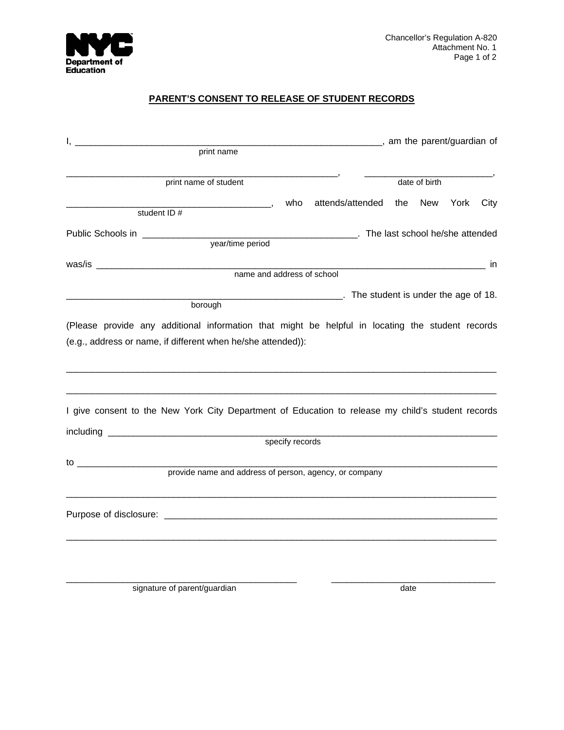Chancellor's Regulation A-820
Attachment No. 1

# PARENT'S CONSENT TO RELEASE OF STUDENT RECORDS

I, ______________________________________________________________, am the parent/guardian of
print name

________________________________________________________, ________________________,
print name of student — date of birth

__________________________________________, who attends/attended the New York City
student ID #

Public Schools in __________________________________________. The last school he/she attended
year/time period

was/is ________________________________________________________________________________ in
name and address of school

________________________________________________________. The student is under the age of 18.
borough

(Please provide any additional information that might be helpful in locating the student records (e.g., address or name, if different when he/she attended)):

________________________________________________________________________________________

________________________________________________________________________________________

I give consent to the New York City Department of Education to release my child's student records

including ________________________________________________________________________________
specify records

to _______________________________________________________________________________________
provide name and address of person, agency, or company

________________________________________________________________________________________

Purpose of disclosure: _____________________________________________________________________

________________________________________________________________________________________

______________________________________________ ________________________________
signature of parent/guardian — date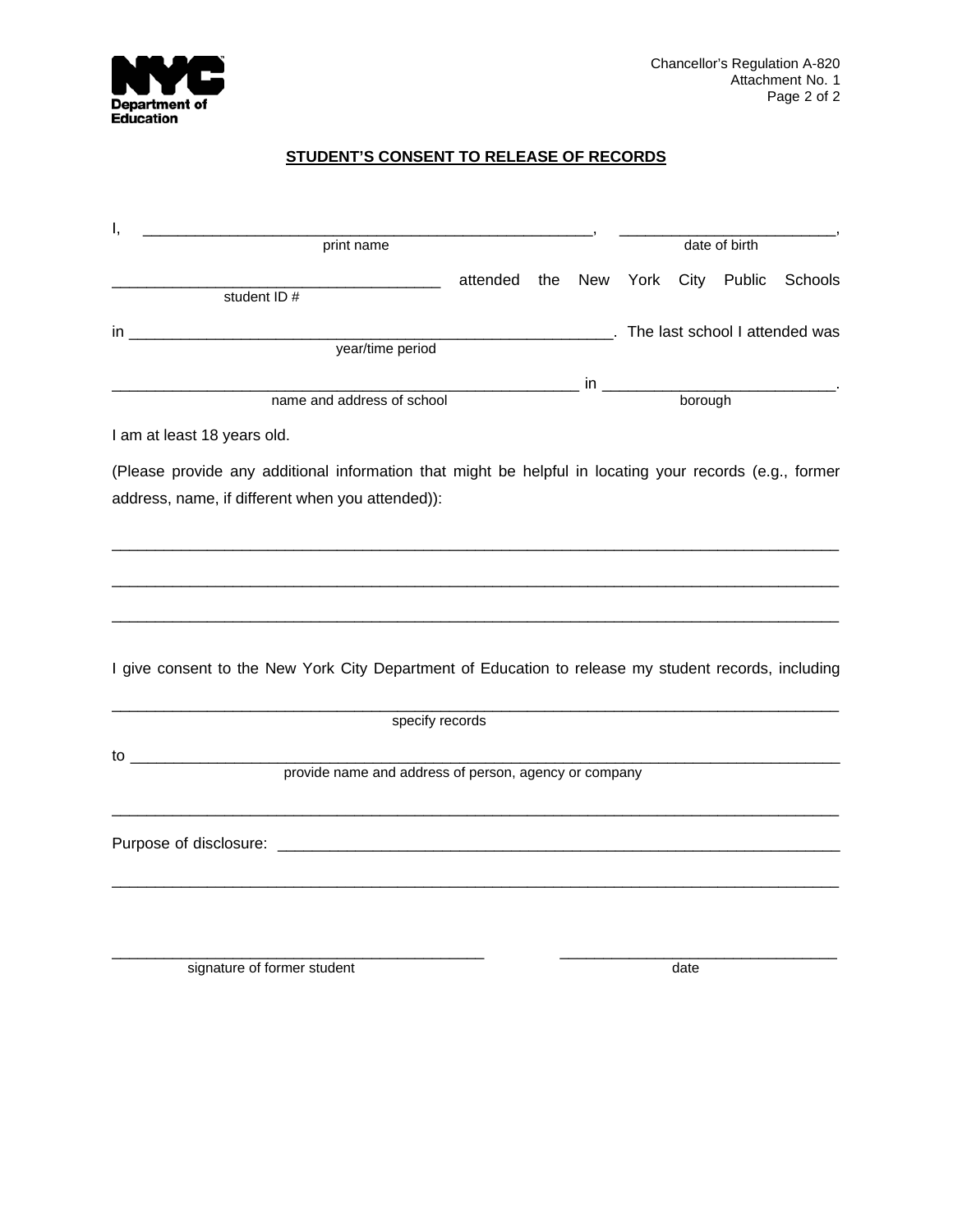Chancellor's Regulation A-820
Attachment No. 1

## STUDENT'S CONSENT TO RELEASE OF RECORDS

I, _______________________________________________________, _________________________,
print name date of birth

_____________________________________ attended the New York City Public Schools
student ID #

in _______________________________________________________. The last school I attended was
year/time period

_____________________________________________________ in ___________________________.
name and address of school borough

I am at least 18 years old.

(Please provide any additional information that might be helpful in locating your records (e.g., former address, name, if different when you attended)):

_____________________________________________________________________________________

_____________________________________________________________________________________

_____________________________________________________________________________________

I give consent to the New York City Department of Education to release my student records, including

_____________________________________________________________________________________
specify records

to ___________________________________________________________________________________
provide name and address of person, agency or company

_____________________________________________________________________________________

Purpose of disclosure: _________________________________________________________________

_____________________________________________________________________________________

___________________________________________ _________________________________
signature of former student date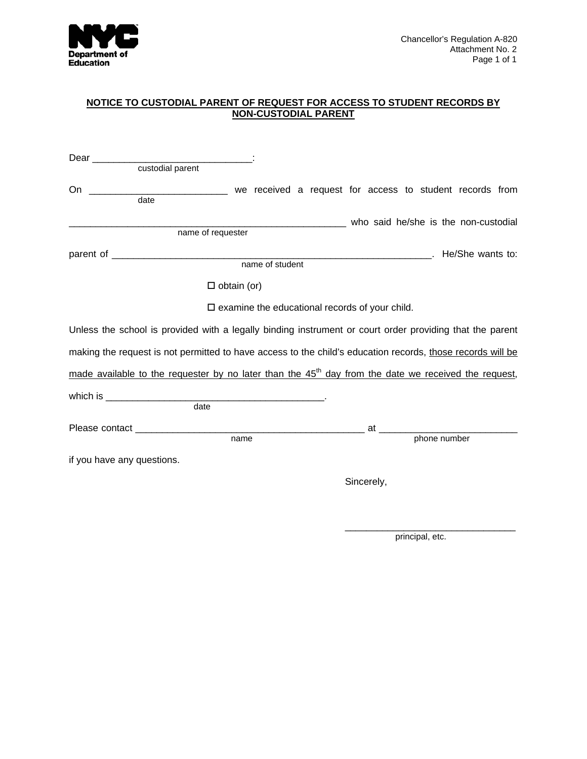**NYC Department of Education**

Chancellor's Regulation A-820
Attachment No. 2

## NOTICE TO CUSTODIAL PARENT OF REQUEST FOR ACCESS TO STUDENT RECORDS BY NON-CUSTODIAL PARENT

Dear ______________________________:
custodial parent

On _________________________ we received a request for access to student records from
date

___________________________________________________ who said he/she is the non-custodial
name of requester

parent of __________________________________________________________. He/She wants to:
name of student

☐ obtain (or)

☐ examine the educational records of your child.

Unless the school is provided with a legally binding instrument or court order providing that the parent making the request is not permitted to have access to the child's education records, <u>those records will be made available to the requester by no later than the 45th day from the date we received the request</u>, which is ________________________________________.
date

Please contact __________________________________________ at _________________________
name phone number

if you have any questions.

Sincerely,

________________________________
principal, etc.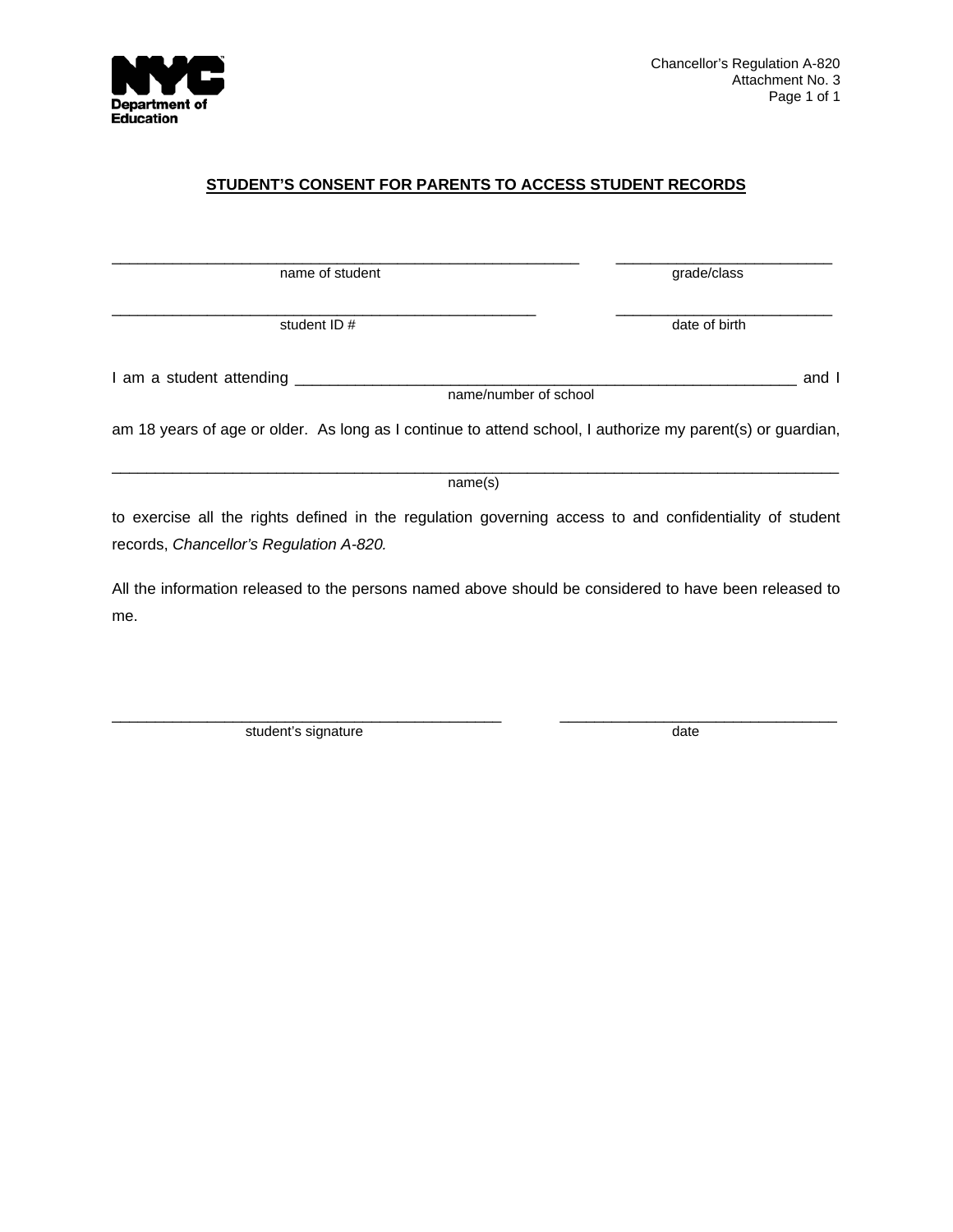Chancellor's Regulation A-820
Attachment No. 3

## STUDENT'S CONSENT FOR PARENTS TO ACCESS STUDENT RECORDS

_____________________________________________ name of student

____________________ grade/class

_____________________________________________ student ID #

____________________ date of birth

I am a student attending _____________________________________________ (name/number of school) and I am 18 years of age or older. As long as I continue to attend school, I authorize my parent(s) or guardian,

_____________________________________________________________________ name(s)

to exercise all the rights defined in the regulation governing access to and confidentiality of student records, *Chancellor's Regulation A-820.*

All the information released to the persons named above should be considered to have been released to me.

_____________________________________ student's signature

__________________________ date